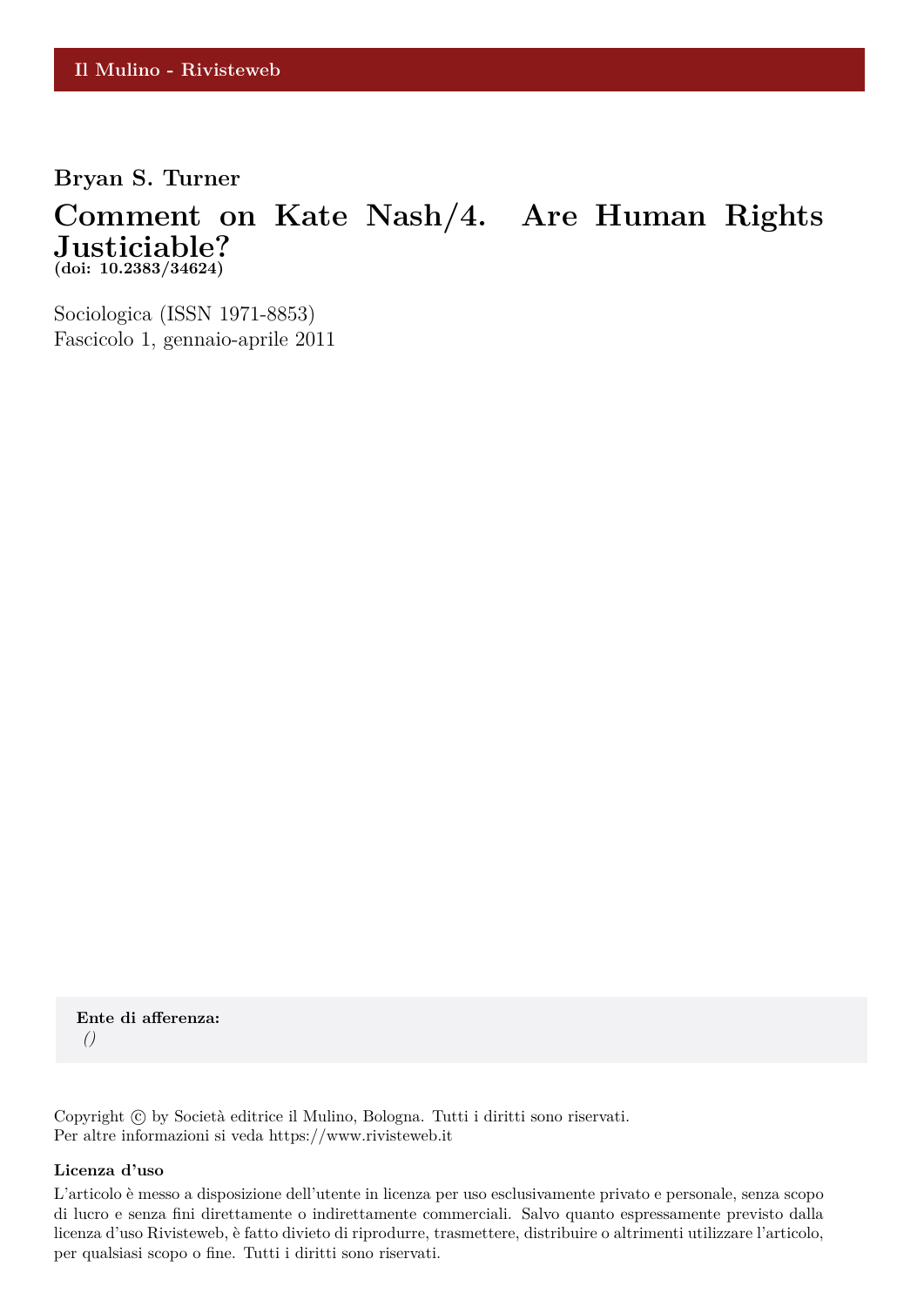Il Mulino - Rivisteweb

**Bryan S. Turner**

# Comment on Kate Nash/4. Are Human Rights Justiciable?

**(doi: 10.2383/34624)**

Sociologica (ISSN 1971-8853)
Fascicolo 1, gennaio-aprile 2011

**Ente di afferenza:**
*()*

Copyright © by Società editrice il Mulino, Bologna. Tutti i diritti sono riservati.
Per altre informazioni si veda https://www.rivisteweb.it

**Licenza d'uso**

L'articolo è messo a disposizione dell'utente in licenza per uso esclusivamente privato e personale, senza scopo di lucro e senza fini direttamente o indirettamente commerciali. Salvo quanto espressamente previsto dalla licenza d'uso Rivisteweb, è fatto divieto di riprodurre, trasmettere, distribuire o altrimenti utilizzare l'articolo, per qualsiasi scopo o fine. Tutti i diritti sono riservati.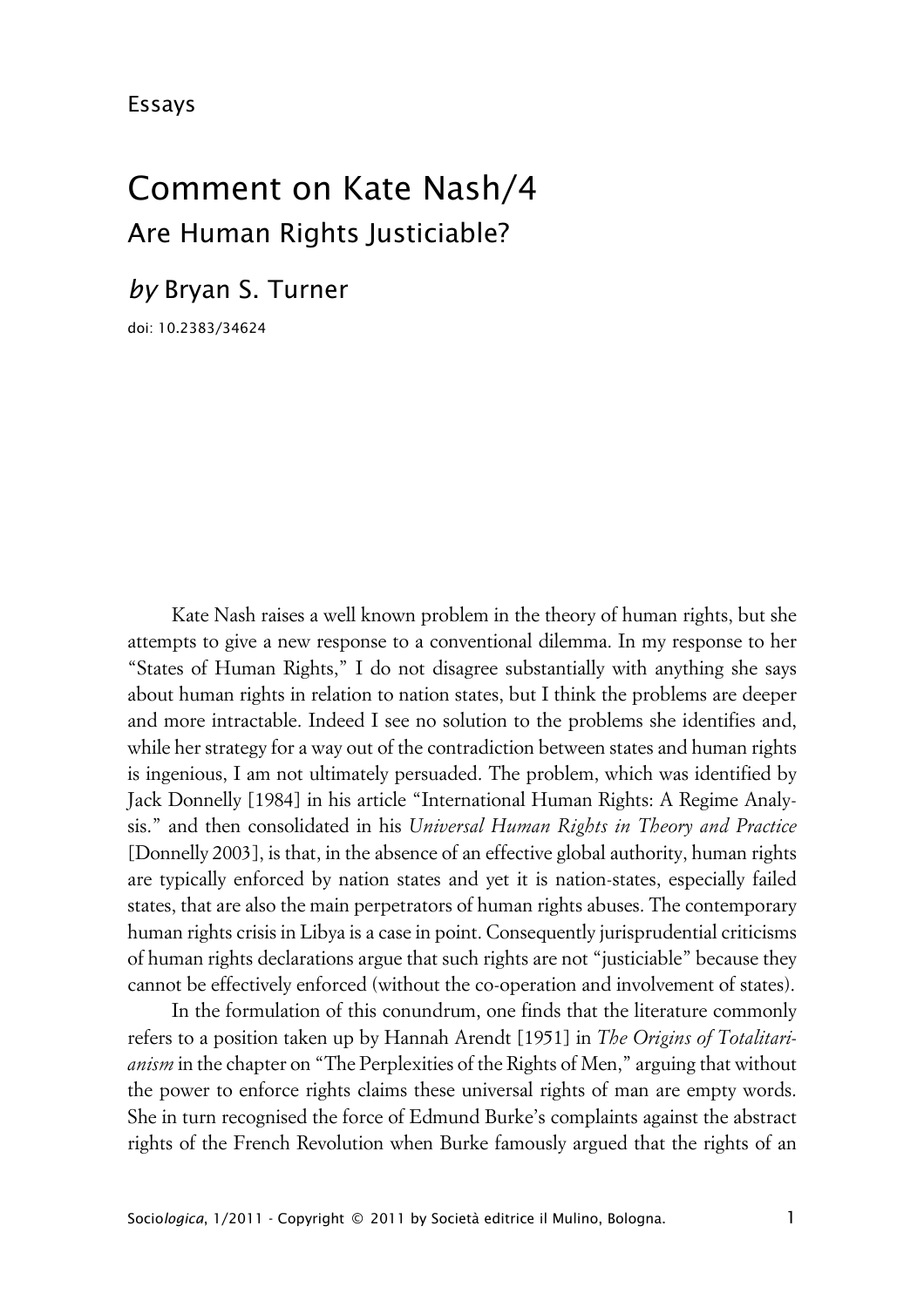Essays

# Comment on Kate Nash/4

## Are Human Rights Justiciable?

*by* Bryan S. Turner

doi: 10.2383/34624

Kate Nash raises a well known problem in the theory of human rights, but she attempts to give a new response to a conventional dilemma. In my response to her "States of Human Rights," I do not disagree substantially with anything she says about human rights in relation to nation states, but I think the problems are deeper and more intractable. Indeed I see no solution to the problems she identifies and, while her strategy for a way out of the contradiction between states and human rights is ingenious, I am not ultimately persuaded. The problem, which was identified by Jack Donnelly [1984] in his article "International Human Rights: A Regime Analysis." and then consolidated in his *Universal Human Rights in Theory and Practice* [Donnelly 2003], is that, in the absence of an effective global authority, human rights are typically enforced by nation states and yet it is nation-states, especially failed states, that are also the main perpetrators of human rights abuses. The contemporary human rights crisis in Libya is a case in point. Consequently jurisprudential criticisms of human rights declarations argue that such rights are not "justiciable" because they cannot be effectively enforced (without the co-operation and involvement of states).

In the formulation of this conundrum, one finds that the literature commonly refers to a position taken up by Hannah Arendt [1951] in *The Origins of Totalitarianism* in the chapter on "The Perplexities of the Rights of Men," arguing that without the power to enforce rights claims these universal rights of man are empty words. She in turn recognised the force of Edmund Burke's complaints against the abstract rights of the French Revolution when Burke famously argued that the rights of an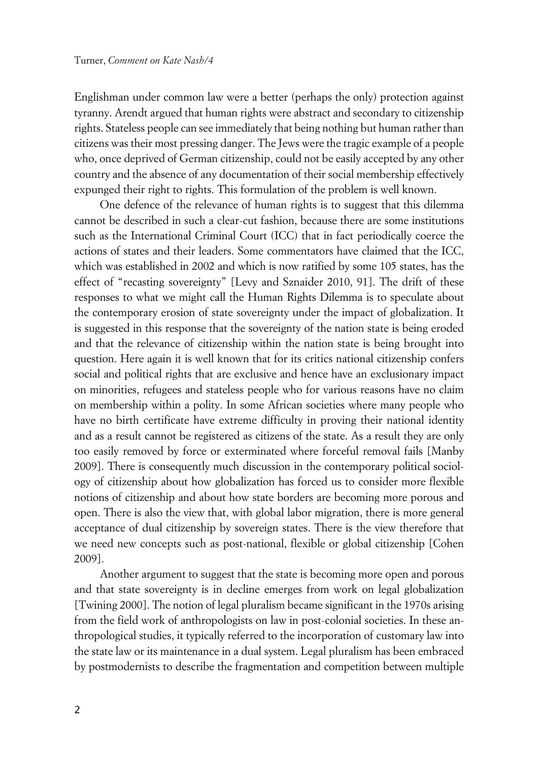Englishman under common law were a better (perhaps the only) protection against tyranny. Arendt argued that human rights were abstract and secondary to citizenship rights. Stateless people can see immediately that being nothing but human rather than citizens was their most pressing danger. The Jews were the tragic example of a people who, once deprived of German citizenship, could not be easily accepted by any other country and the absence of any documentation of their social membership effectively expunged their right to rights. This formulation of the problem is well known.

One defence of the relevance of human rights is to suggest that this dilemma cannot be described in such a clear-cut fashion, because there are some institutions such as the International Criminal Court (ICC) that in fact periodically coerce the actions of states and their leaders. Some commentators have claimed that the ICC, which was established in 2002 and which is now ratified by some 105 states, has the effect of "recasting sovereignty" [Levy and Sznaider 2010, 91]. The drift of these responses to what we might call the Human Rights Dilemma is to speculate about the contemporary erosion of state sovereignty under the impact of globalization. It is suggested in this response that the sovereignty of the nation state is being eroded and that the relevance of citizenship within the nation state is being brought into question. Here again it is well known that for its critics national citizenship confers social and political rights that are exclusive and hence have an exclusionary impact on minorities, refugees and stateless people who for various reasons have no claim on membership within a polity. In some African societies where many people who have no birth certificate have extreme difficulty in proving their national identity and as a result cannot be registered as citizens of the state. As a result they are only too easily removed by force or exterminated where forceful removal fails [Manby 2009]. There is consequently much discussion in the contemporary political sociology of citizenship about how globalization has forced us to consider more flexible notions of citizenship and about how state borders are becoming more porous and open. There is also the view that, with global labor migration, there is more general acceptance of dual citizenship by sovereign states. There is the view therefore that we need new concepts such as post-national, flexible or global citizenship [Cohen 2009].

Another argument to suggest that the state is becoming more open and porous and that state sovereignty is in decline emerges from work on legal globalization [Twining 2000]. The notion of legal pluralism became significant in the 1970s arising from the field work of anthropologists on law in post-colonial societies. In these anthropological studies, it typically referred to the incorporation of customary law into the state law or its maintenance in a dual system. Legal pluralism has been embraced by postmodernists to describe the fragmentation and competition between multiple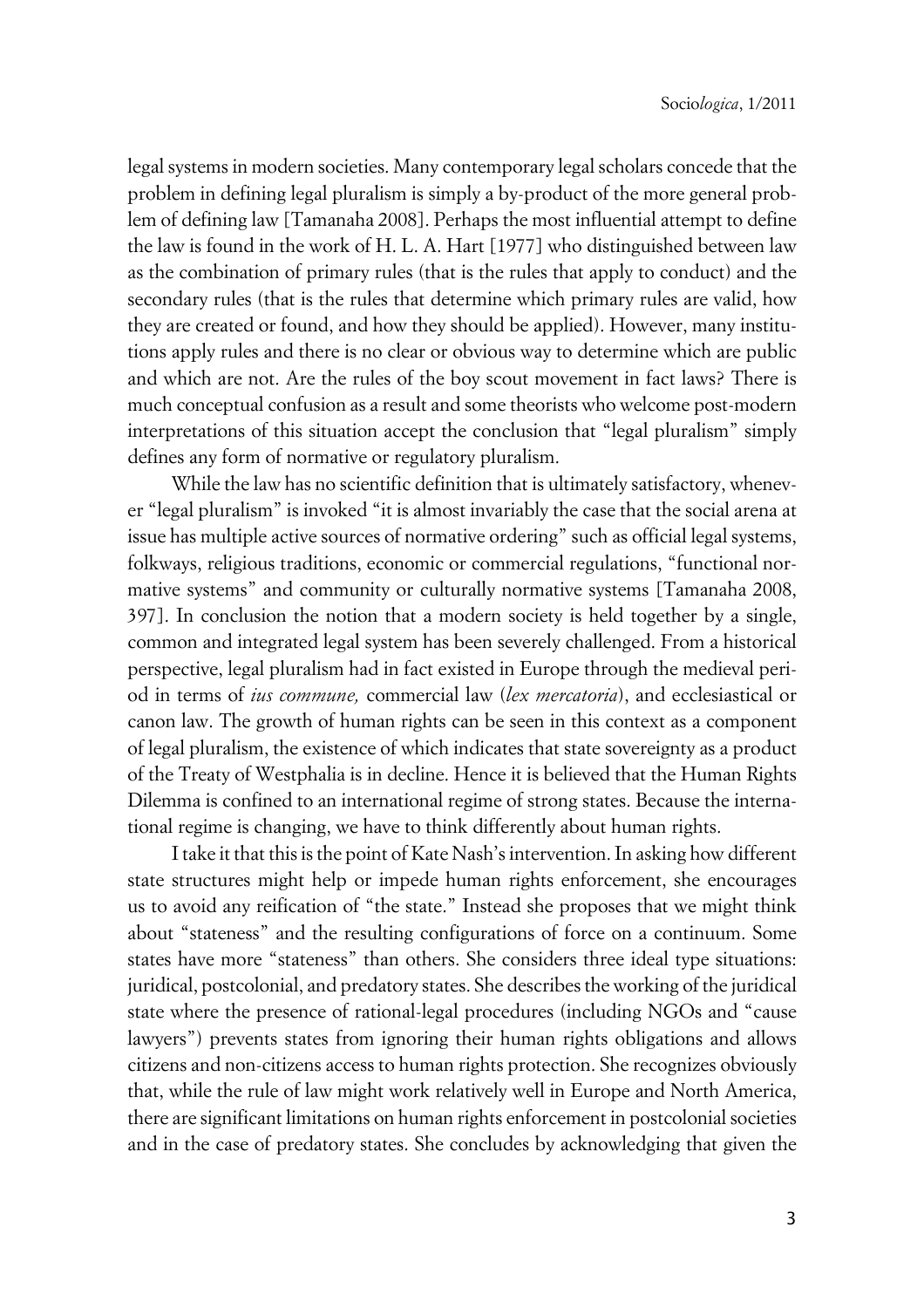legal systems in modern societies. Many contemporary legal scholars concede that the problem in defining legal pluralism is simply a by-product of the more general problem of defining law [Tamanaha 2008]. Perhaps the most influential attempt to define the law is found in the work of H. L. A. Hart [1977] who distinguished between law as the combination of primary rules (that is the rules that apply to conduct) and the secondary rules (that is the rules that determine which primary rules are valid, how they are created or found, and how they should be applied). However, many institutions apply rules and there is no clear or obvious way to determine which are public and which are not. Are the rules of the boy scout movement in fact laws? There is much conceptual confusion as a result and some theorists who welcome post-modern interpretations of this situation accept the conclusion that "legal pluralism" simply defines any form of normative or regulatory pluralism.

While the law has no scientific definition that is ultimately satisfactory, whenever "legal pluralism" is invoked "it is almost invariably the case that the social arena at issue has multiple active sources of normative ordering" such as official legal systems, folkways, religious traditions, economic or commercial regulations, "functional normative systems" and community or culturally normative systems [Tamanaha 2008, 397]. In conclusion the notion that a modern society is held together by a single, common and integrated legal system has been severely challenged. From a historical perspective, legal pluralism had in fact existed in Europe through the medieval period in terms of *ius commune,* commercial law (*lex mercatoria*), and ecclesiastical or canon law. The growth of human rights can be seen in this context as a component of legal pluralism, the existence of which indicates that state sovereignty as a product of the Treaty of Westphalia is in decline. Hence it is believed that the Human Rights Dilemma is confined to an international regime of strong states. Because the international regime is changing, we have to think differently about human rights.

I take it that this is the point of Kate Nash's intervention. In asking how different state structures might help or impede human rights enforcement, she encourages us to avoid any reification of "the state." Instead she proposes that we might think about "stateness" and the resulting configurations of force on a continuum. Some states have more "stateness" than others. She considers three ideal type situations: juridical, postcolonial, and predatory states. She describes the working of the juridical state where the presence of rational-legal procedures (including NGOs and "cause lawyers") prevents states from ignoring their human rights obligations and allows citizens and non-citizens access to human rights protection. She recognizes obviously that, while the rule of law might work relatively well in Europe and North America, there are significant limitations on human rights enforcement in postcolonial societies and in the case of predatory states. She concludes by acknowledging that given the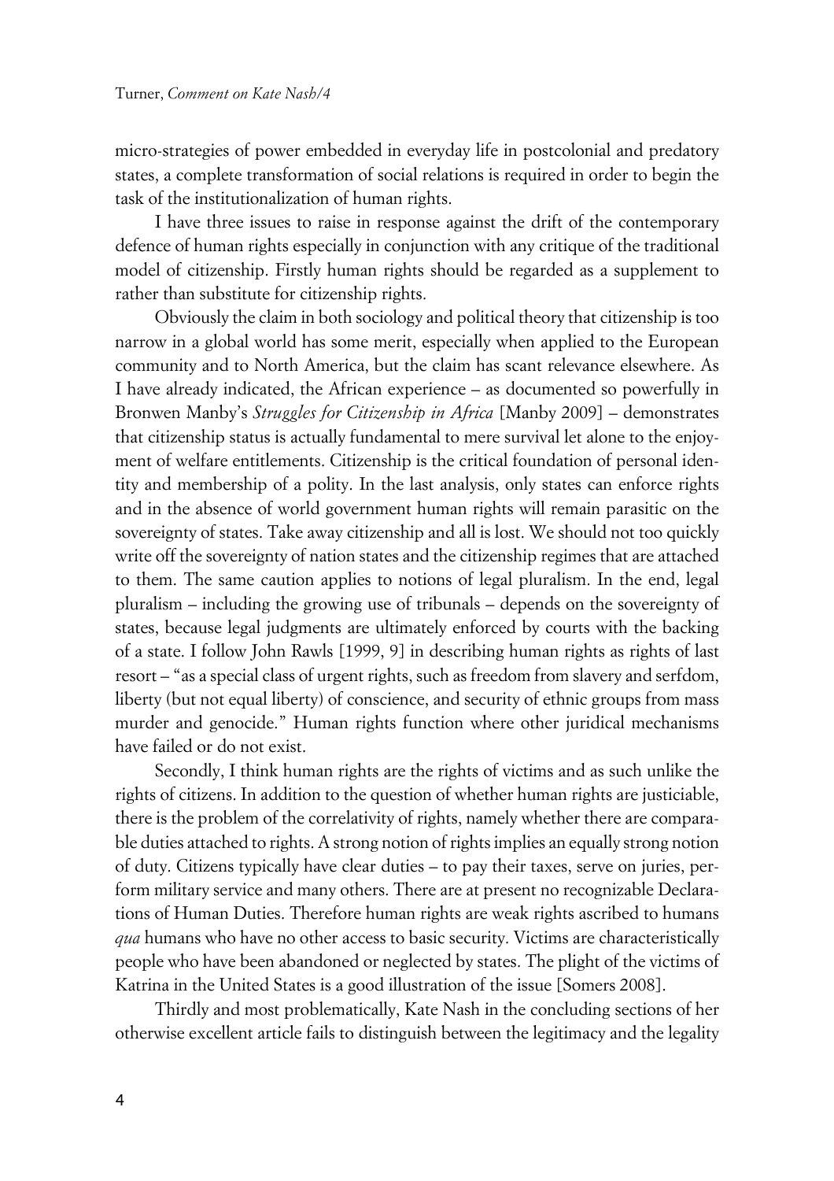micro-strategies of power embedded in everyday life in postcolonial and predatory states, a complete transformation of social relations is required in order to begin the task of the institutionalization of human rights.

I have three issues to raise in response against the drift of the contemporary defence of human rights especially in conjunction with any critique of the traditional model of citizenship. Firstly human rights should be regarded as a supplement to rather than substitute for citizenship rights.

Obviously the claim in both sociology and political theory that citizenship is too narrow in a global world has some merit, especially when applied to the European community and to North America, but the claim has scant relevance elsewhere. As I have already indicated, the African experience – as documented so powerfully in Bronwen Manby's *Struggles for Citizenship in Africa* [Manby 2009] – demonstrates that citizenship status is actually fundamental to mere survival let alone to the enjoyment of welfare entitlements. Citizenship is the critical foundation of personal identity and membership of a polity. In the last analysis, only states can enforce rights and in the absence of world government human rights will remain parasitic on the sovereignty of states. Take away citizenship and all is lost. We should not too quickly write off the sovereignty of nation states and the citizenship regimes that are attached to them. The same caution applies to notions of legal pluralism. In the end, legal pluralism – including the growing use of tribunals – depends on the sovereignty of states, because legal judgments are ultimately enforced by courts with the backing of a state. I follow John Rawls [1999, 9] in describing human rights as rights of last resort – "as a special class of urgent rights, such as freedom from slavery and serfdom, liberty (but not equal liberty) of conscience, and security of ethnic groups from mass murder and genocide." Human rights function where other juridical mechanisms have failed or do not exist.

Secondly, I think human rights are the rights of victims and as such unlike the rights of citizens. In addition to the question of whether human rights are justiciable, there is the problem of the correlativity of rights, namely whether there are comparable duties attached to rights. A strong notion of rights implies an equally strong notion of duty. Citizens typically have clear duties – to pay their taxes, serve on juries, perform military service and many others. There are at present no recognizable Declarations of Human Duties. Therefore human rights are weak rights ascribed to humans *qua* humans who have no other access to basic security. Victims are characteristically people who have been abandoned or neglected by states. The plight of the victims of Katrina in the United States is a good illustration of the issue [Somers 2008].

Thirdly and most problematically, Kate Nash in the concluding sections of her otherwise excellent article fails to distinguish between the legitimacy and the legality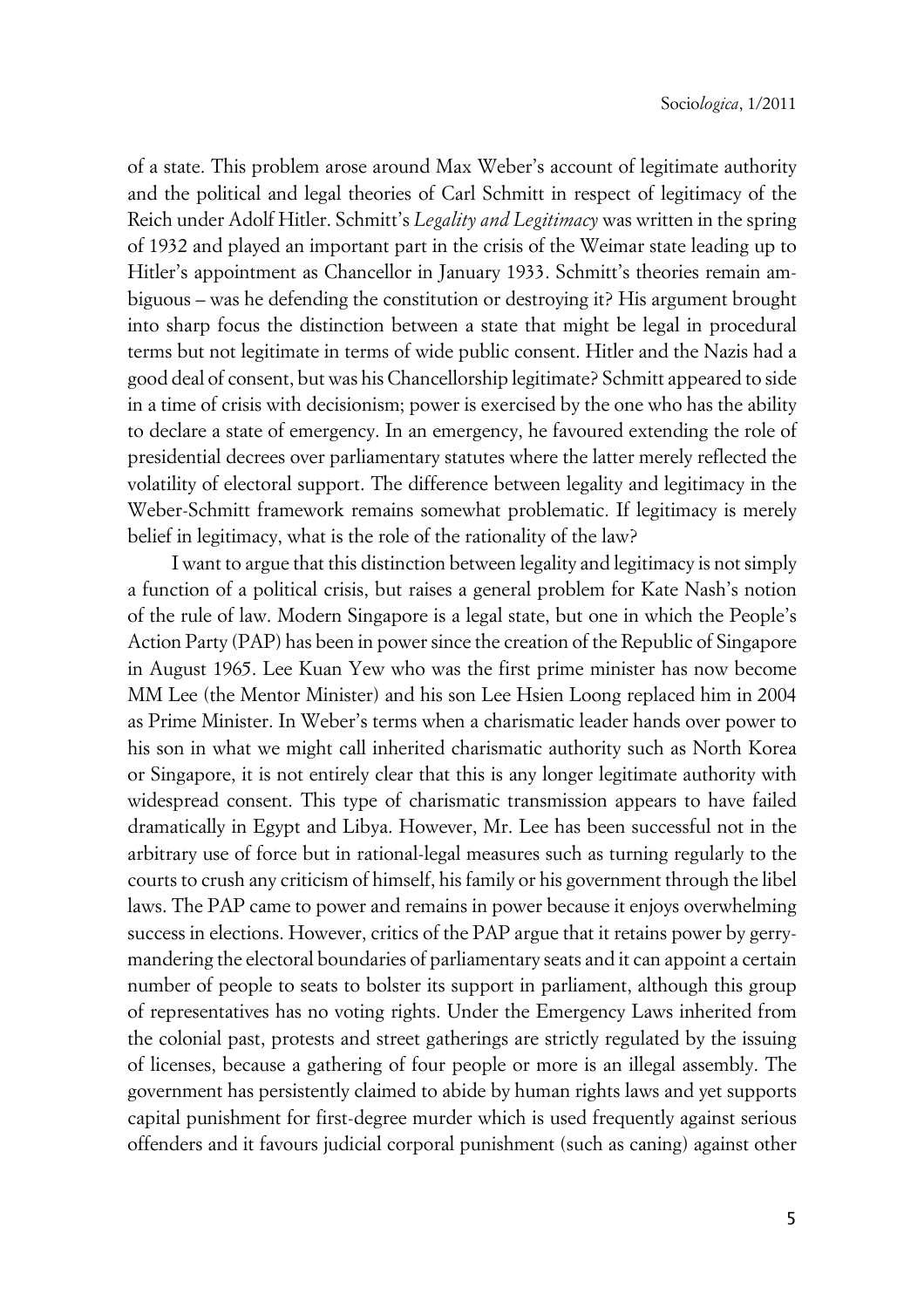of a state. This problem arose around Max Weber's account of legitimate authority and the political and legal theories of Carl Schmitt in respect of legitimacy of the Reich under Adolf Hitler. Schmitt's *Legality and Legitimacy* was written in the spring of 1932 and played an important part in the crisis of the Weimar state leading up to Hitler's appointment as Chancellor in January 1933. Schmitt's theories remain ambiguous – was he defending the constitution or destroying it? His argument brought into sharp focus the distinction between a state that might be legal in procedural terms but not legitimate in terms of wide public consent. Hitler and the Nazis had a good deal of consent, but was his Chancellorship legitimate? Schmitt appeared to side in a time of crisis with decisionism; power is exercised by the one who has the ability to declare a state of emergency. In an emergency, he favoured extending the role of presidential decrees over parliamentary statutes where the latter merely reflected the volatility of electoral support. The difference between legality and legitimacy in the Weber-Schmitt framework remains somewhat problematic. If legitimacy is merely belief in legitimacy, what is the role of the rationality of the law?

I want to argue that this distinction between legality and legitimacy is not simply a function of a political crisis, but raises a general problem for Kate Nash's notion of the rule of law. Modern Singapore is a legal state, but one in which the People's Action Party (PAP) has been in power since the creation of the Republic of Singapore in August 1965. Lee Kuan Yew who was the first prime minister has now become MM Lee (the Mentor Minister) and his son Lee Hsien Loong replaced him in 2004 as Prime Minister. In Weber's terms when a charismatic leader hands over power to his son in what we might call inherited charismatic authority such as North Korea or Singapore, it is not entirely clear that this is any longer legitimate authority with widespread consent. This type of charismatic transmission appears to have failed dramatically in Egypt and Libya. However, Mr. Lee has been successful not in the arbitrary use of force but in rational-legal measures such as turning regularly to the courts to crush any criticism of himself, his family or his government through the libel laws. The PAP came to power and remains in power because it enjoys overwhelming success in elections. However, critics of the PAP argue that it retains power by gerrymandering the electoral boundaries of parliamentary seats and it can appoint a certain number of people to seats to bolster its support in parliament, although this group of representatives has no voting rights. Under the Emergency Laws inherited from the colonial past, protests and street gatherings are strictly regulated by the issuing of licenses, because a gathering of four people or more is an illegal assembly. The government has persistently claimed to abide by human rights laws and yet supports capital punishment for first-degree murder which is used frequently against serious offenders and it favours judicial corporal punishment (such as caning) against other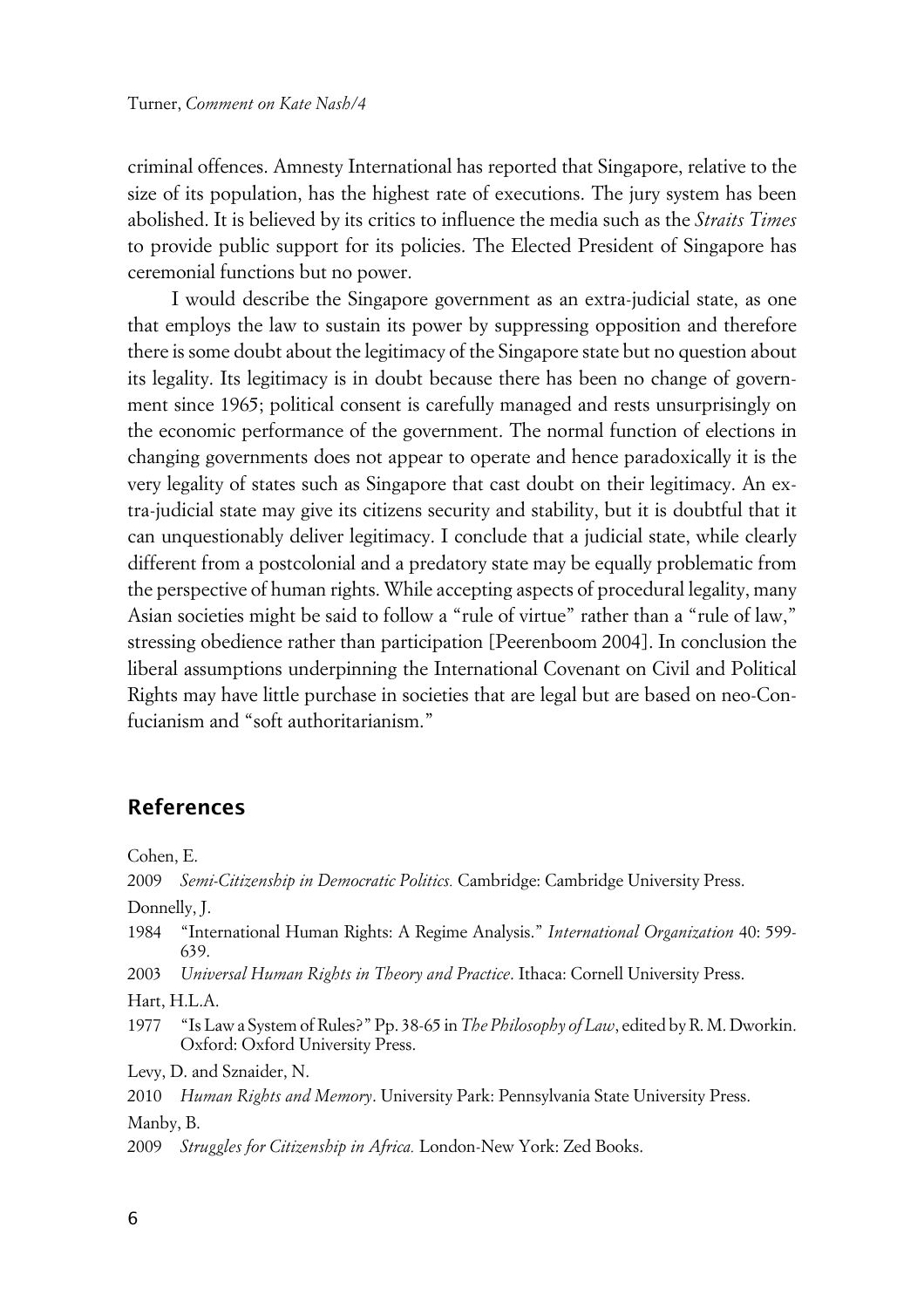criminal offences. Amnesty International has reported that Singapore, relative to the size of its population, has the highest rate of executions. The jury system has been abolished. It is believed by its critics to influence the media such as the *Straits Times* to provide public support for its policies. The Elected President of Singapore has ceremonial functions but no power.

I would describe the Singapore government as an extra-judicial state, as one that employs the law to sustain its power by suppressing opposition and therefore there is some doubt about the legitimacy of the Singapore state but no question about its legality. Its legitimacy is in doubt because there has been no change of government since 1965; political consent is carefully managed and rests unsurprisingly on the economic performance of the government. The normal function of elections in changing governments does not appear to operate and hence paradoxically it is the very legality of states such as Singapore that cast doubt on their legitimacy. An extra-judicial state may give its citizens security and stability, but it is doubtful that it can unquestionably deliver legitimacy. I conclude that a judicial state, while clearly different from a postcolonial and a predatory state may be equally problematic from the perspective of human rights. While accepting aspects of procedural legality, many Asian societies might be said to follow a "rule of virtue" rather than a "rule of law," stressing obedience rather than participation [Peerenboom 2004]. In conclusion the liberal assumptions underpinning the International Covenant on Civil and Political Rights may have little purchase in societies that are legal but are based on neo-Confucianism and "soft authoritarianism."

## References

Cohen, E.

2009 *Semi-Citizenship in Democratic Politics.* Cambridge: Cambridge University Press.

Donnelly, J.

1984 "International Human Rights: A Regime Analysis." *International Organization* 40: 599-639.

2003 *Universal Human Rights in Theory and Practice*. Ithaca: Cornell University Press.

Hart, H.L.A.

1977 "Is Law a System of Rules?" Pp. 38-65 in *The Philosophy of Law*, edited by R. M. Dworkin. Oxford: Oxford University Press.

Levy, D. and Sznaider, N.

2010 *Human Rights and Memory*. University Park: Pennsylvania State University Press.

Manby, B.

2009 *Struggles for Citizenship in Africa.* London-New York: Zed Books.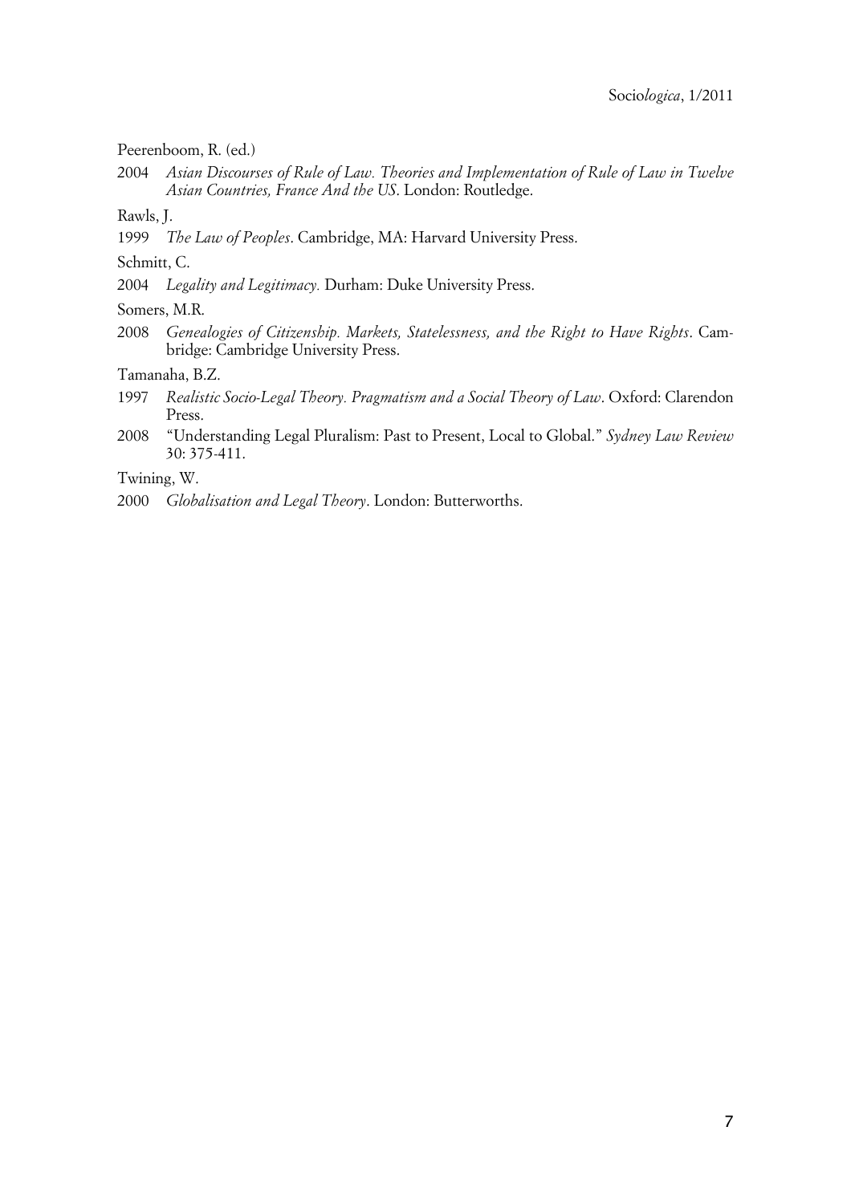Peerenboom, R. (ed.)

2004 *Asian Discourses of Rule of Law. Theories and Implementation of Rule of Law in Twelve Asian Countries, France And the US*. London: Routledge.

Rawls, J.

1999 *The Law of Peoples*. Cambridge, MA: Harvard University Press.

Schmitt, C.

2004 *Legality and Legitimacy.* Durham: Duke University Press.

Somers, M.R.

2008 *Genealogies of Citizenship. Markets, Statelessness, and the Right to Have Rights*. Cambridge: Cambridge University Press.

Tamanaha, B.Z.

1997 *Realistic Socio-Legal Theory. Pragmatism and a Social Theory of Law*. Oxford: Clarendon Press.

2008 "Understanding Legal Pluralism: Past to Present, Local to Global." *Sydney Law Review* 30: 375-411.

Twining, W.

2000 *Globalisation and Legal Theory*. London: Butterworths.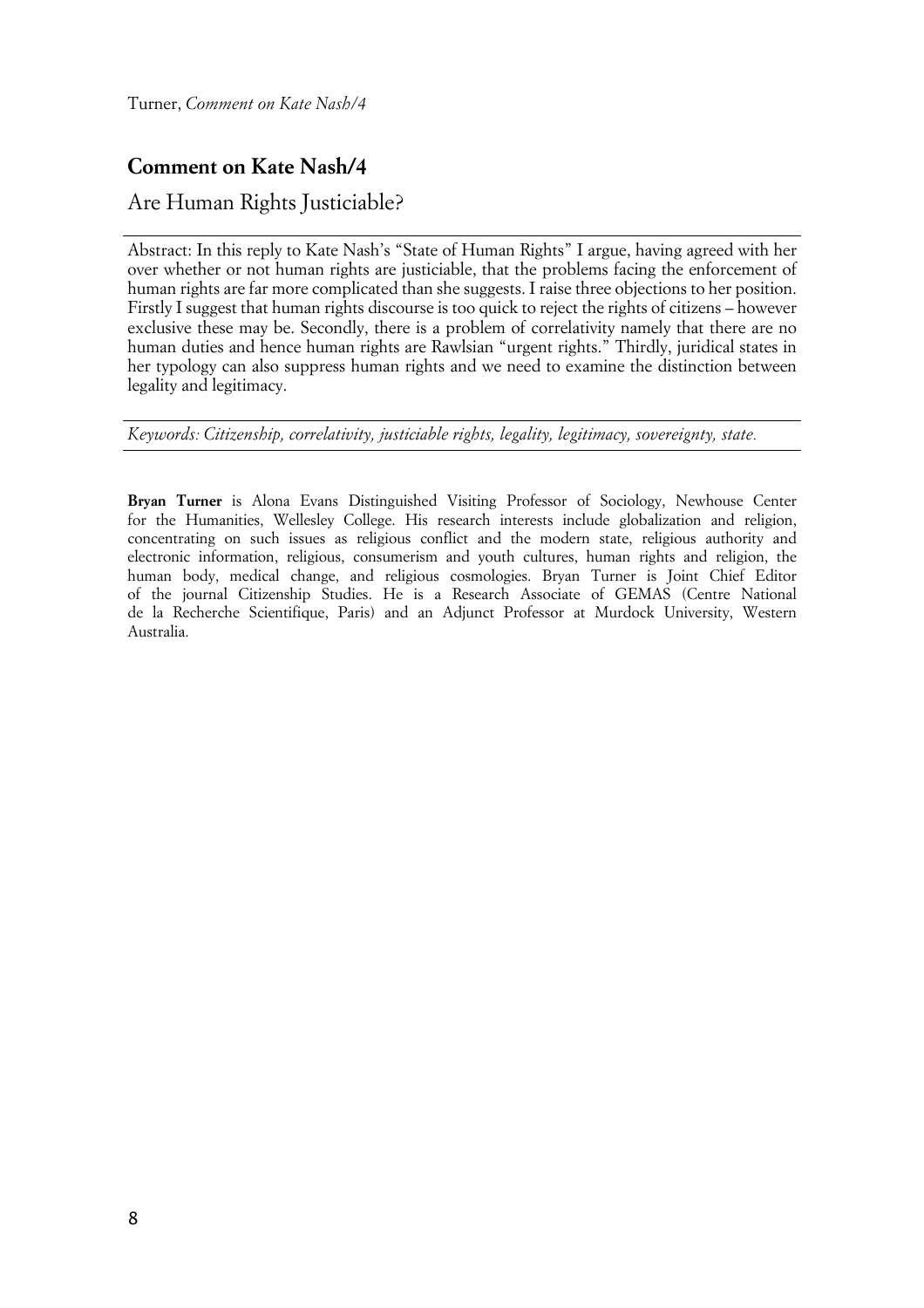## Comment on Kate Nash/4

Are Human Rights Justiciable?

Abstract: In this reply to Kate Nash's "State of Human Rights" I argue, having agreed with her over whether or not human rights are justiciable, that the problems facing the enforcement of human rights are far more complicated than she suggests. I raise three objections to her position. Firstly I suggest that human rights discourse is too quick to reject the rights of citizens – however exclusive these may be. Secondly, there is a problem of correlativity namely that there are no human duties and hence human rights are Rawlsian "urgent rights." Thirdly, juridical states in her typology can also suppress human rights and we need to examine the distinction between legality and legitimacy.

*Keywords: Citizenship, correlativity, justiciable rights, legality, legitimacy, sovereignty, state.*

**Bryan Turner** is Alona Evans Distinguished Visiting Professor of Sociology, Newhouse Center for the Humanities, Wellesley College. His research interests include globalization and religion, concentrating on such issues as religious conflict and the modern state, religious authority and electronic information, religious, consumerism and youth cultures, human rights and religion, the human body, medical change, and religious cosmologies. Bryan Turner is Joint Chief Editor of the journal Citizenship Studies. He is a Research Associate of GEMAS (Centre National de la Recherche Scientifique, Paris) and an Adjunct Professor at Murdock University, Western Australia.